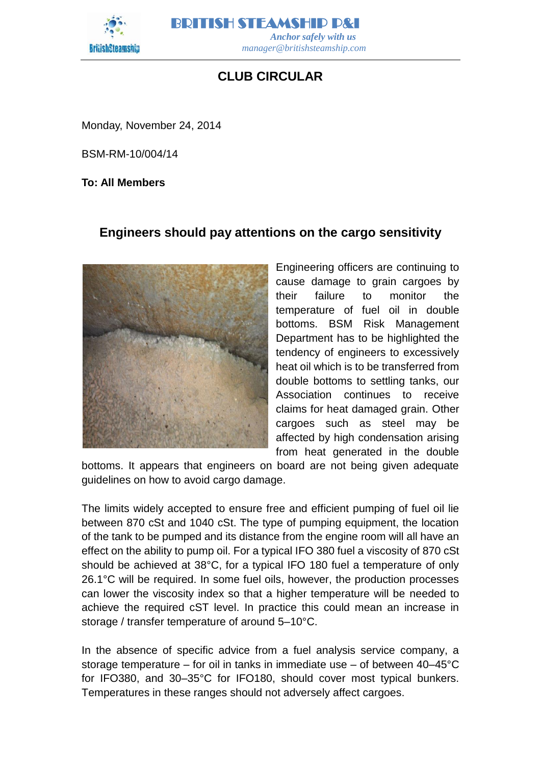# BRITISH STEAMSHIP P&I

*Anchor safely with us*

*manager@britishsteamship.com*

## CLUB CIRCULAR

Monday, November 24, 2014

BSM-RM-10/004/14

**To: All Members**

### Engineers should pay attentions on the cargo sensitivity

Engineering officers are continuing to cause damage to grain cargoes by their failure to monitor the temperature of fuel oil in double bottoms. BSM Risk Management Department has to be highlighted the tendency of engineers to excessively heat oil which is to be transferred from double bottoms to settling tanks, our Association continues to receive claims for heat damaged grain. Other cargoes such as steel may be affected by high condensation arising from heat generated in the double bottoms. It appears that engineers on board are not being given adequate guidelines on how to avoid cargo damage.

The limits widely accepted to ensure free and efficient pumping of fuel oil lie between 870 cSt and 1040 cSt. The type of pumping equipment, the location of the tank to be pumped and its distance from the engine room will all have an effect on the ability to pump oil. For a typical IFO 380 fuel a viscosity of 870 cSt should be achieved at 38°C, for a typical IFO 180 fuel a temperature of only 26.1°C will be required. In some fuel oils, however, the production processes can lower the viscosity index so that a higher temperature will be needed to achieve the required cST level. In practice this could mean an increase in storage / transfer temperature of around 5–10°C.

In the absence of specific advice from a fuel analysis service company, a storage temperature – for oil in tanks in immediate use – of between 40–45°C for IFO380, and 30–35°C for IFO180, should cover most typical bunkers. Temperatures in these ranges should not adversely affect cargoes.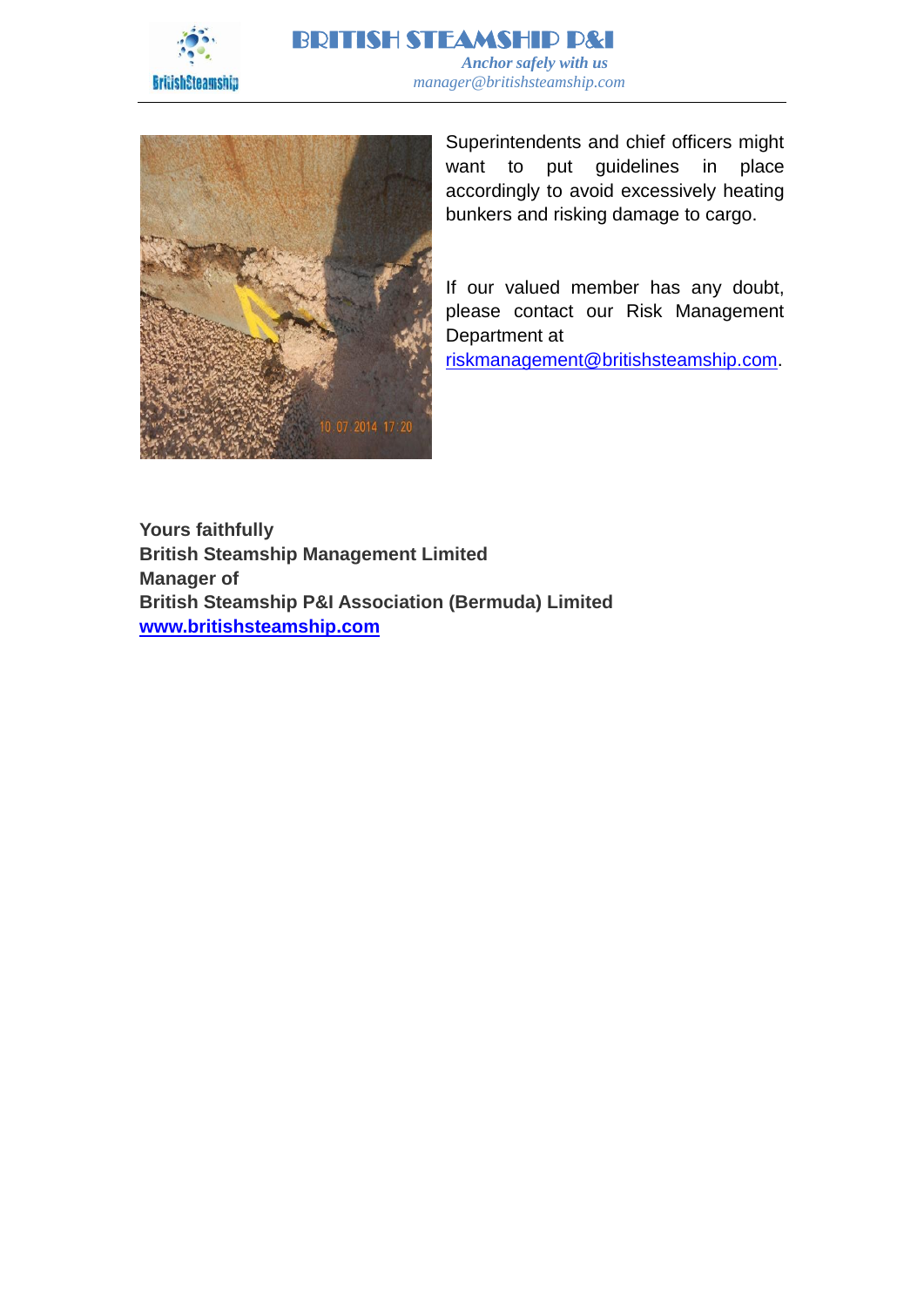Superintendents and chief officers might want to put guidelines in place accordingly to avoid excessively heating bunkers and risking damage to cargo.

If our valued member has any doubt, please contact our Risk Management Department at riskmanagement@britishsteamship.com.

**Yours faithfully**
**British Steamship Management Limited**
**Manager of**
**British Steamship P&I Association (Bermuda) Limited**
**www.britishsteamship.com**